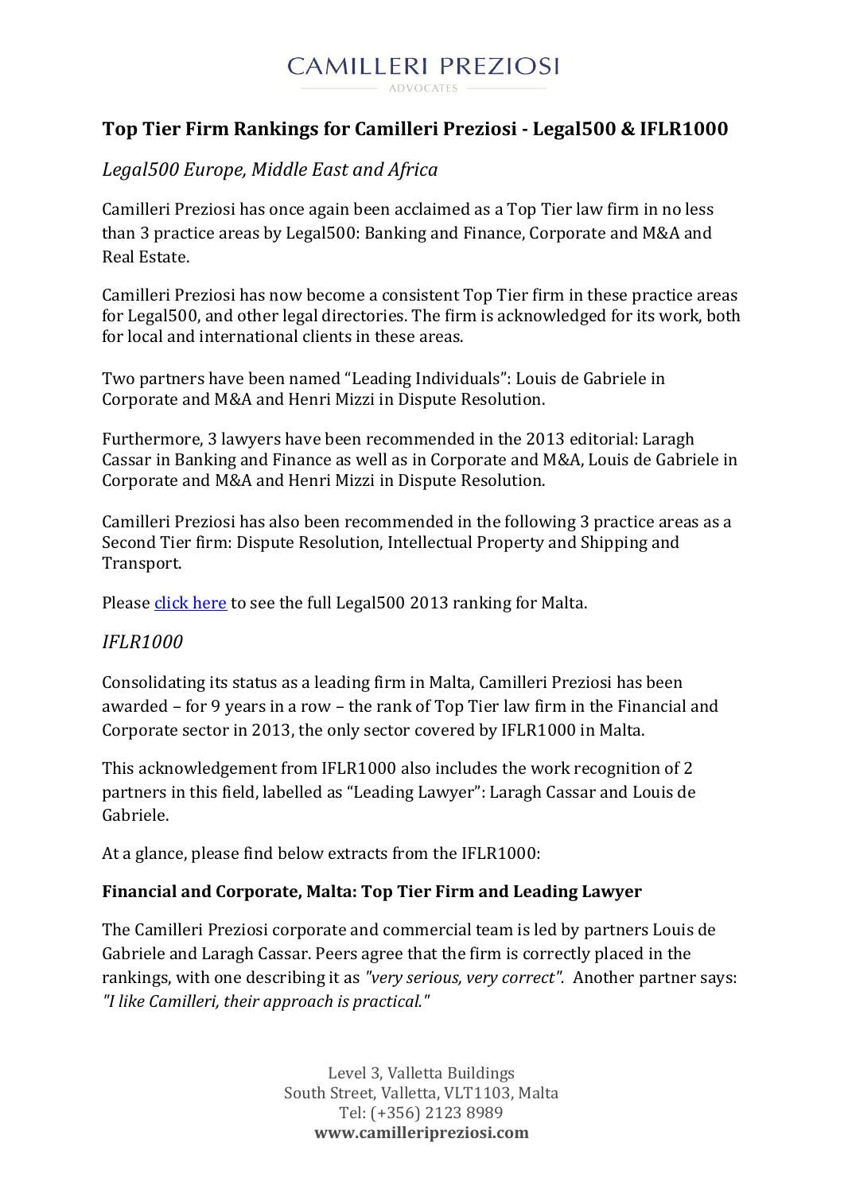# Top Tier Firm Rankings for Camilleri Preziosi - Legal500 & IFLR1000

## *Legal500 Europe, Middle East and Africa*

Camilleri Preziosi has once again been acclaimed as a Top Tier law firm in no less than 3 practice areas by Legal500: Banking and Finance, Corporate and M&A and Real Estate.

Camilleri Preziosi has now become a consistent Top Tier firm in these practice areas for Legal500, and other legal directories. The firm is acknowledged for its work, both for local and international clients in these areas.

Two partners have been named "Leading Individuals": Louis de Gabriele in Corporate and M&A and Henri Mizzi in Dispute Resolution.

Furthermore, 3 lawyers have been recommended in the 2013 editorial: Laragh Cassar in Banking and Finance as well as in Corporate and M&A, Louis de Gabriele in Corporate and M&A and Henri Mizzi in Dispute Resolution.

Camilleri Preziosi has also been recommended in the following 3 practice areas as a Second Tier firm: Dispute Resolution, Intellectual Property and Shipping and Transport.

Please click here to see the full Legal500 2013 ranking for Malta.

## *IFLR1000*

Consolidating its status as a leading firm in Malta, Camilleri Preziosi has been awarded – for 9 years in a row – the rank of Top Tier law firm in the Financial and Corporate sector in 2013, the only sector covered by IFLR1000 in Malta.

This acknowledgement from IFLR1000 also includes the work recognition of 2 partners in this field, labelled as "Leading Lawyer": Laragh Cassar and Louis de Gabriele.

At a glance, please find below extracts from the IFLR1000:

**Financial and Corporate, Malta: Top Tier Firm and Leading Lawyer**

The Camilleri Preziosi corporate and commercial team is led by partners Louis de Gabriele and Laragh Cassar. Peers agree that the firm is correctly placed in the rankings, with one describing it as *"very serious, very correct".* Another partner says: *"I like Camilleri, their approach is practical."*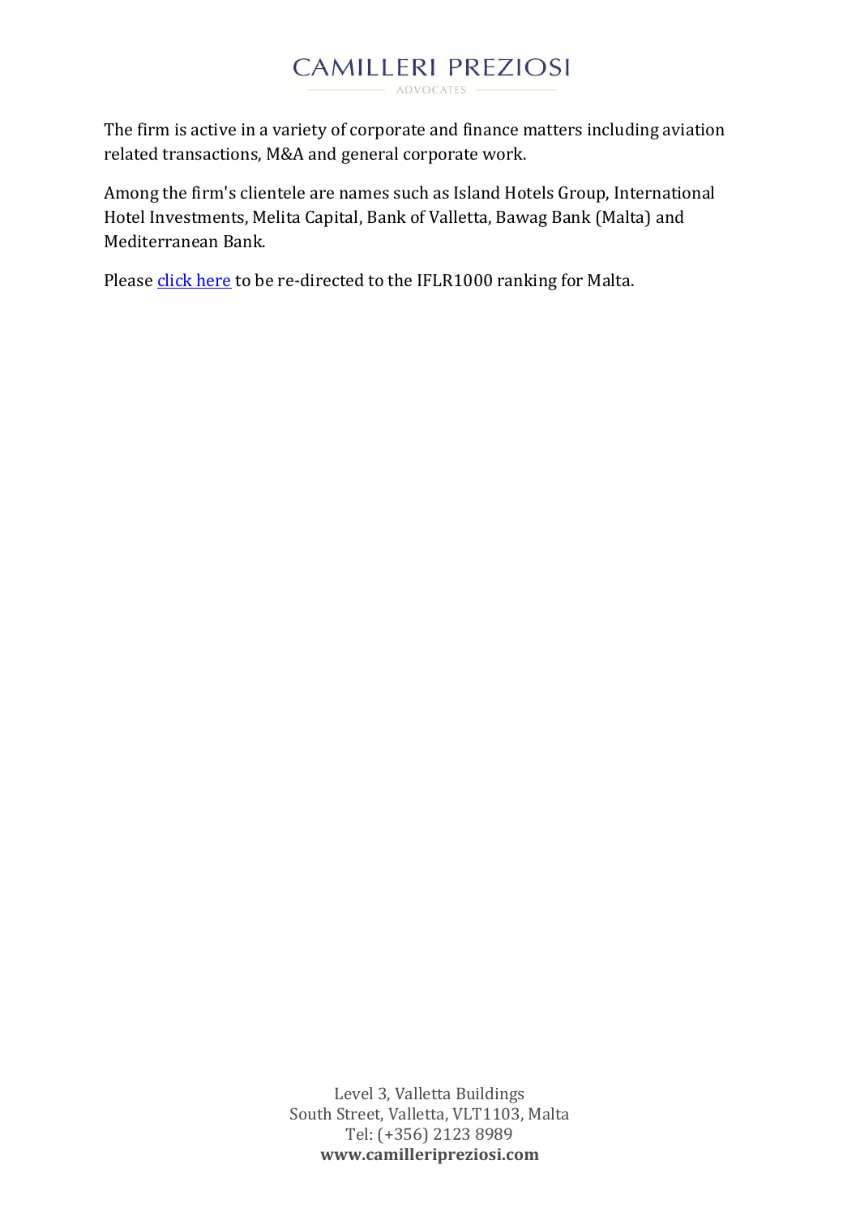The firm is active in a variety of corporate and finance matters including aviation related transactions, M&A and general corporate work.

Among the firm's clientele are names such as Island Hotels Group, International Hotel Investments, Melita Capital, Bank of Valletta, Bawag Bank (Malta) and Mediterranean Bank.

Please click here to be re-directed to the IFLR1000 ranking for Malta.